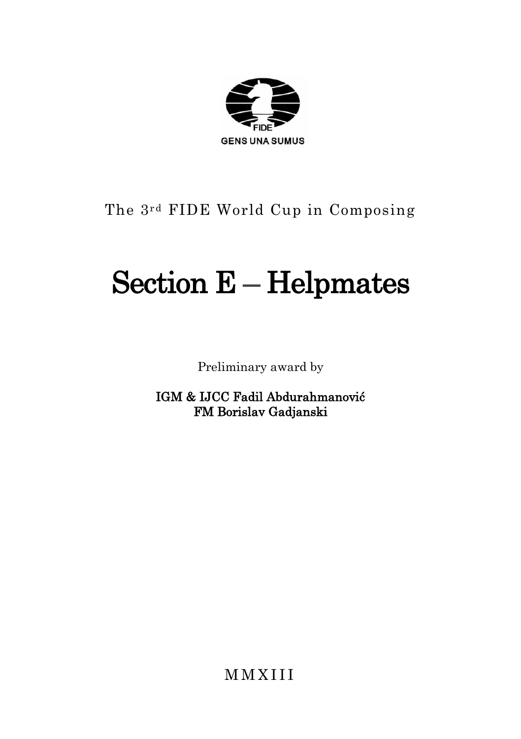FIDE

GENS UNA SUMUS

The 3rd FIDE World Cup in Composing

# Section E – Helpmates

Preliminary award by

**IGM & IJCC Fadil Abdurahmanović**
**FM Borislav Gadjanski**

MMXIII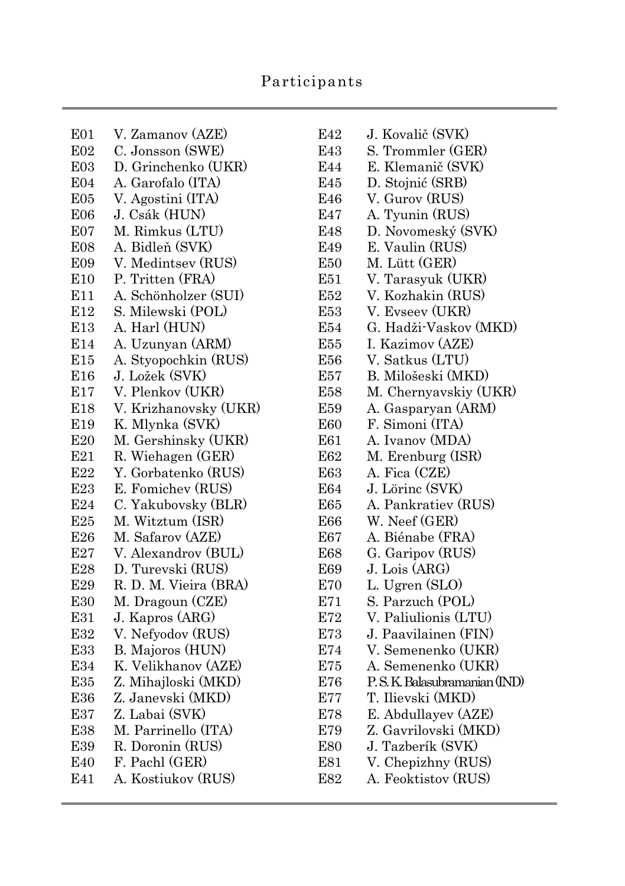# Participants

| | | | |
|---|---|---|---|
| E01 | V. Zamanov (AZE) | E42 | J. Kovalič (SVK) |
| E02 | C. Jonsson (SWE) | E43 | S. Trommler (GER) |
| E03 | D. Grinchenko (UKR) | E44 | E. Klemanič (SVK) |
| E04 | A. Garofalo (ITA) | E45 | D. Stojnić (SRB) |
| E05 | V. Agostini (ITA) | E46 | V. Gurov (RUS) |
| E06 | J. Csák (HUN) | E47 | A. Tyunin (RUS) |
| E07 | M. Rimkus (LTU) | E48 | D. Novomeský (SVK) |
| E08 | A. Bidleň (SVK) | E49 | E. Vaulin (RUS) |
| E09 | V. Medintsev (RUS) | E50 | M. Lütt (GER) |
| E10 | P. Tritten (FRA) | E51 | V. Tarasyuk (UKR) |
| E11 | A. Schönholzer (SUI) | E52 | V. Kozhakin (RUS) |
| E12 | S. Milewski (POL) | E53 | V. Evseev (UKR) |
| E13 | A. Harl (HUN) | E54 | G. Hadži-Vaskov (MKD) |
| E14 | A. Uzunyan (ARM) | E55 | I. Kazimov (AZE) |
| E15 | A. Styopochkin (RUS) | E56 | V. Satkus (LTU) |
| E16 | J. Ložek (SVK) | E57 | B. Milošeski (MKD) |
| E17 | V. Plenkov (UKR) | E58 | M. Chernyavskiy (UKR) |
| E18 | V. Krizhanovsky (UKR) | E59 | A. Gasparyan (ARM) |
| E19 | K. Mlynka (SVK) | E60 | F. Simoni (ITA) |
| E20 | M. Gershinsky (UKR) | E61 | A. Ivanov (MDA) |
| E21 | R. Wiehagen (GER) | E62 | M. Erenburg (ISR) |
| E22 | Y. Gorbatenko (RUS) | E63 | A. Fica (CZE) |
| E23 | E. Fomichev (RUS) | E64 | J. Lörinc (SVK) |
| E24 | C. Yakubovsky (BLR) | E65 | A. Pankratiev (RUS) |
| E25 | M. Witztum (ISR) | E66 | W. Neef (GER) |
| E26 | M. Safarov (AZE) | E67 | A. Biénabe (FRA) |
| E27 | V. Alexandrov (BUL) | E68 | G. Garipov (RUS) |
| E28 | D. Turevski (RUS) | E69 | J. Lois (ARG) |
| E29 | R. D. M. Vieira (BRA) | E70 | L. Ugren (SLO) |
| E30 | M. Dragoun (CZE) | E71 | S. Parzuch (POL) |
| E31 | J. Kapros (ARG) | E72 | V. Paliulionis (LTU) |
| E32 | V. Nefyodov (RUS) | E73 | J. Paavilainen (FIN) |
| E33 | B. Majoros (HUN) | E74 | V. Semenenko (UKR) |
| E34 | K. Velikhanov (AZE) | E75 | A. Semenenko (UKR) |
| E35 | Z. Mihajloski (MKD) | E76 | P. S. K. Balasubramanian (IND) |
| E36 | Z. Janevski (MKD) | E77 | T. Ilievski (MKD) |
| E37 | Z. Labai (SVK) | E78 | E. Abdullayev (AZE) |
| E38 | M. Parrinello (ITA) | E79 | Z. Gavrilovski (MKD) |
| E39 | R. Doronin (RUS) | E80 | J. Tazberík (SVK) |
| E40 | F. Pachl (GER) | E81 | V. Chepizhny (RUS) |
| E41 | A. Kostiukov (RUS) | E82 | A. Feoktistov (RUS) |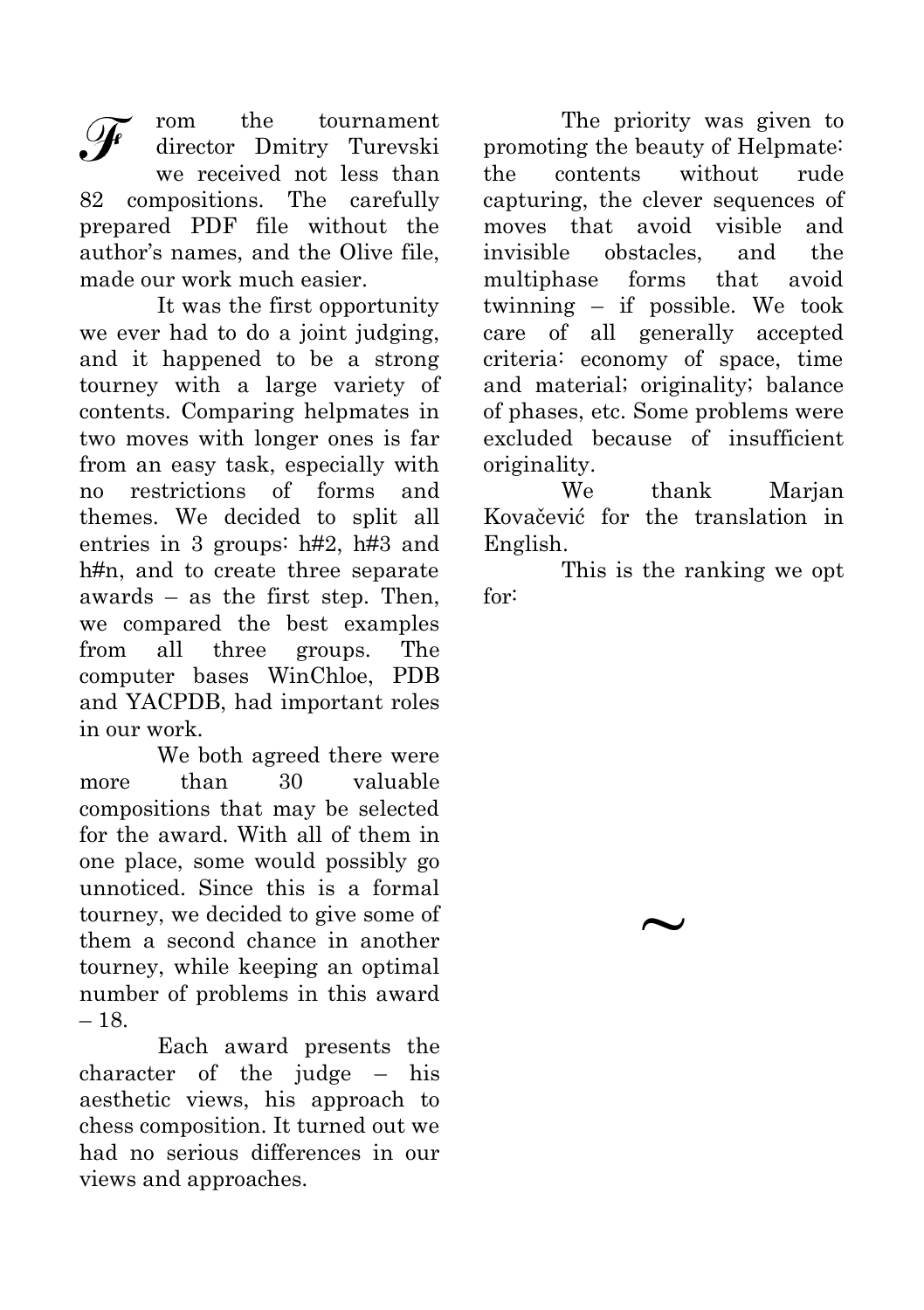From the tournament director Dmitry Turevski we received not less than 82 compositions. The carefully prepared PDF file without the author's names, and the Olive file, made our work much easier.

It was the first opportunity we ever had to do a joint judging, and it happened to be a strong tourney with a large variety of contents. Comparing helpmates in two moves with longer ones is far from an easy task, especially with no restrictions of forms and themes. We decided to split all entries in 3 groups: h#2, h#3 and h#n, and to create three separate awards – as the first step. Then, we compared the best examples from all three groups. The computer bases WinChloe, PDB and YACPDB, had important roles in our work.

We both agreed there were more than 30 valuable compositions that may be selected for the award. With all of them in one place, some would possibly go unnoticed. Since this is a formal tourney, we decided to give some of them a second chance in another tourney, while keeping an optimal number of problems in this award – 18.

Each award presents the character of the judge – his aesthetic views, his approach to chess composition. It turned out we had no serious differences in our views and approaches.

The priority was given to promoting the beauty of Helpmate: the contents without rude capturing, the clever sequences of moves that avoid visible and invisible obstacles, and the multiphase forms that avoid twinning – if possible. We took care of all generally accepted criteria: economy of space, time and material; originality; balance of phases, etc. Some problems were excluded because of insufficient originality.

We thank Marjan Kovačević for the translation in English.

This is the ranking we opt for:

~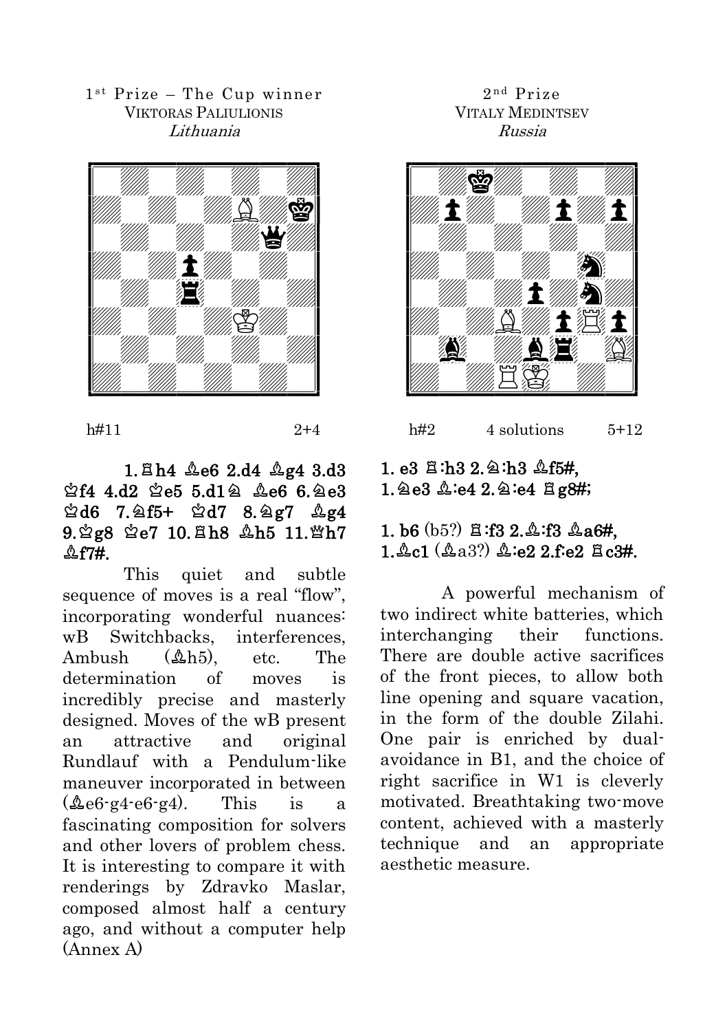1[st] Prize – The Cup winner
VIKTORAS PALIULIONIS
*Lithuania*

h#11 2+4

1.♖h4 ♗e6 2.d4 ♗g4 3.d3 ♔f4 4.d2 ♔e5 5.d1♘ ♗e6 6.♘e3 ♔d6 7.♘f5+ ♔d7 8.♘g7 ♗g4 9.♔g8 ♔e7 10.♖h8 ♗h5 11.♕h7 ♗f7#.

This quiet and subtle sequence of moves is a real "flow", incorporating wonderful nuances: wB Switchbacks, interferences, Ambush (♗h5), etc. The determination of moves is incredibly precise and masterly designed. Moves of the wB present an attractive and original Rundlauf with a Pendulum-like maneuver incorporated in between (♗e6-g4-e6-g4). This is a fascinating composition for solvers and other lovers of problem chess. It is interesting to compare it with renderings by Zdravko Maslar, composed almost half a century ago, and without a computer help (Annex A)

2[nd] Prize
VITALY MEDINTSEV
*Russia*

h#2 4 solutions 5+12

1. e3 ♖:h3 2.♘:h3 ♗f5#,
1.♘e3 ♗:e4 2.♘:e4 ♖g8#;

1. b6 (b5?) ♖:f3 2.♗:f3 ♗a6#,
1.♗c1 (♗a3?) ♗:e2 2.f:e2 ♖c3#.

A powerful mechanism of two indirect white batteries, which interchanging their functions. There are double active sacrifices of the front pieces, to allow both line opening and square vacation, in the form of the double Zilahi. One pair is enriched by dual-avoidance in B1, and the choice of right sacrifice in W1 is cleverly motivated. Breathtaking two-move content, achieved with a masterly technique and an appropriate aesthetic measure.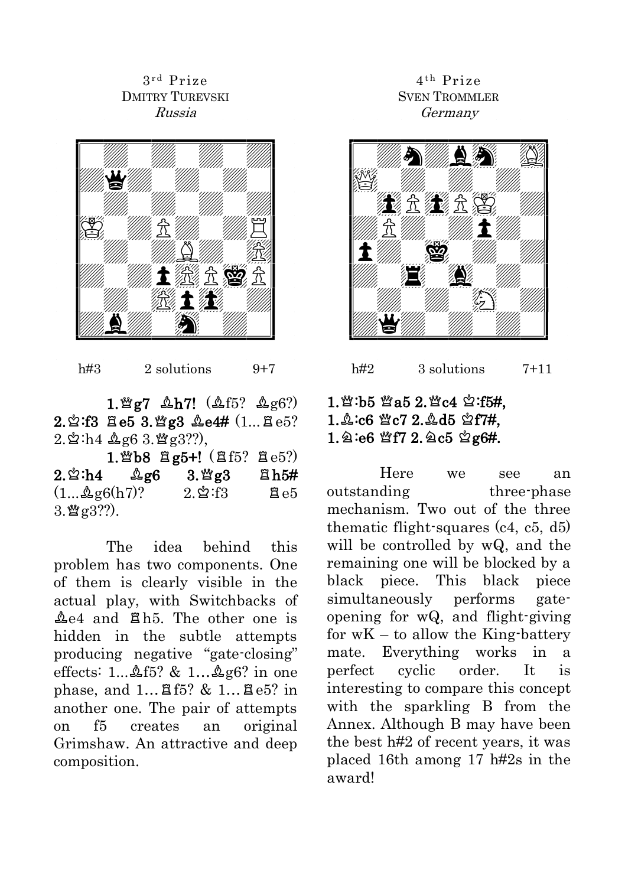3rd Prize
DMITRY TUREVSKI
*Russia*

h#3 2 solutions 9+7

**1.♕g7 ♗h7!** (♗f5? ♗g6?) **2.♔:f3 ♖e5 3.♕g3 ♗e4#** (1...♖e5? 2.♔:h4 ♗g6 3.♕g3??),

**1.♕b8 ♖g5+!** (♖f5? ♖e5?) **2.♔:h4 ♗g6 3.♕g3 ♖h5#** (1...♗g6(h7)? 2.♔:f3 ♖e5 3.♕g3??).

The idea behind this problem has two components. One of them is clearly visible in the actual play, with Switchbacks of ♗e4 and ♖h5. The other one is hidden in the subtle attempts producing negative "gate-closing" effects: 1...♗f5? & 1…♗g6? in one phase, and 1…♖f5? & 1…♖e5? in another one. The pair of attempts on f5 creates an original Grimshaw. An attractive and deep composition.

4th Prize
SVEN TROMMLER
*Germany*

h#2 3 solutions 7+11

**1.♕:b5 ♕a5 2.♕c4 ♔:f5#,**
**1.♗:c6 ♕c7 2.♗d5 ♔f7#,**
**1.♘:e6 ♕f7 2.♘c5 ♔g6#.**

Here we see an outstanding three-phase mechanism. Two out of the three thematic flight-squares (c4, c5, d5) will be controlled by wQ, and the remaining one will be blocked by a black piece. This black piece simultaneously performs gate-opening for wQ, and flight-giving for wK – to allow the King-battery mate. Everything works in a perfect cyclic order. It is interesting to compare this concept with the sparkling B from the Annex. Although B may have been the best h#2 of recent years, it was placed 16th among 17 h#2s in the award!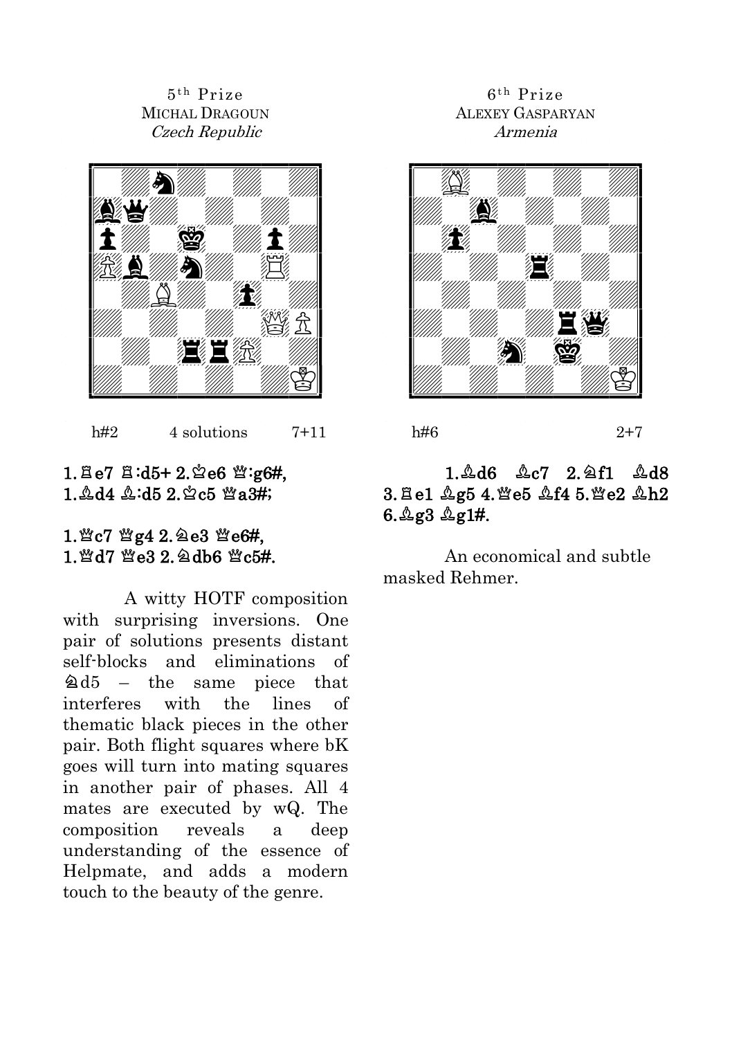5th Prize
MICHAL DRAGOUN
*Czech Republic*

h#2 4 solutions 7+11

1.♖e7 ♖:d5+ 2.♔e6 ♕:g6#,
1.♗d4 ♗:d5 2.♔c5 ♕a3#;

1.♕c7 ♕g4 2.♘e3 ♕e6#,
1.♕d7 ♕e3 2.♘db6 ♕c5#.

A witty HOTF composition with surprising inversions. One pair of solutions presents distant self-blocks and eliminations of ♘d5 – the same piece that interferes with the lines of thematic black pieces in the other pair. Both flight squares where bK goes will turn into mating squares in another pair of phases. All 4 mates are executed by wQ. The composition reveals a deep understanding of the essence of Helpmate, and adds a modern touch to the beauty of the genre.

6th Prize
ALEXEY GASPARYAN
*Armenia*

h#6 2+7

1.♗d6 ♗c7 2.♘f1 ♗d8 3.♖e1 ♗g5 4.♕e5 ♗f4 5.♕e2 ♗h2 6.♗g3 ♗g1#.

An economical and subtle masked Rehmer.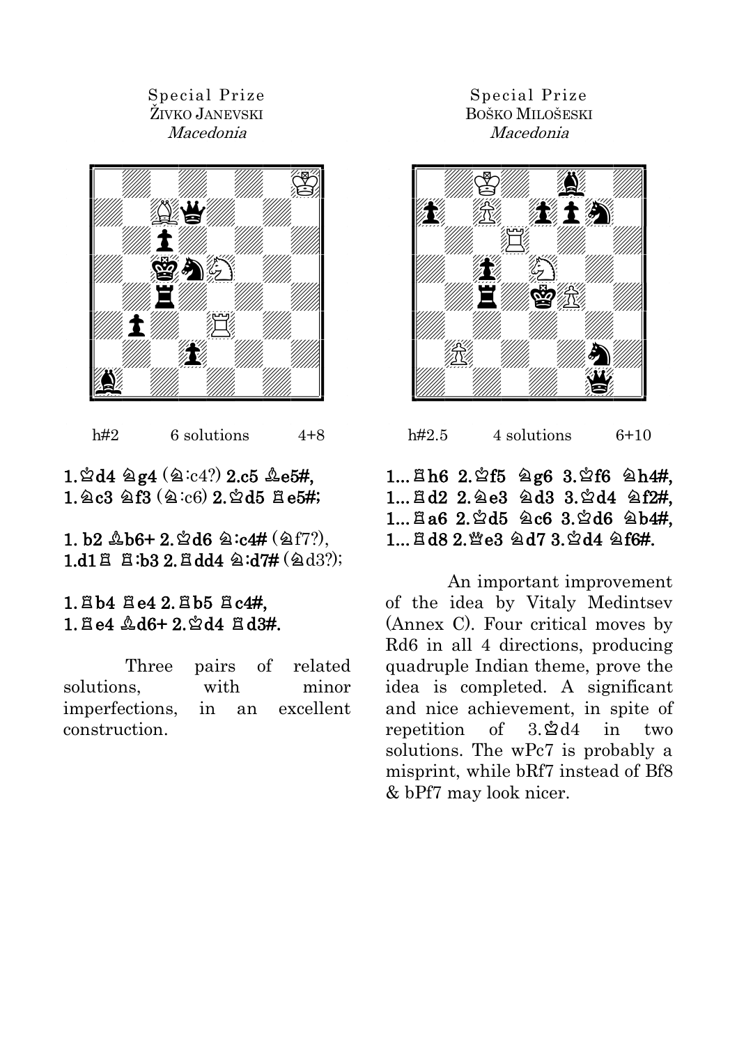Special Prize
ŽIVKO JANEVSKI
*Macedonia*

h#2 6 solutions 4+8

**1.♔d4 ♘g4** (♘:c4?) **2.c5 ♗e5#,**
**1.♘c3 ♘f3** (♘:c6) **2.♔d5 ♖e5#;**

**1. b2 ♗b6+ 2.♔d6 ♘:c4#** (♘f7?),
**1.d1♖ ♖:b3 2.♖dd4 ♘:d7#** (♘d3?);

**1.♖b4 ♖e4 2.♖b5 ♖c4#,**
**1.♖e4 ♗d6+ 2.♔d4 ♖d3#.**

Three pairs of related solutions, with minor imperfections, in an excellent construction.

Special Prize
BOŠKO MILOŠESKI
*Macedonia*

h#2.5 4 solutions 6+10

**1...♖h6 2.♔f5 ♘g6 3.♔f6 ♘h4#,**
**1...♖d2 2.♘e3 ♘d3 3.♔d4 ♘f2#,**
**1...♖a6 2.♔d5 ♘c6 3.♔d6 ♘b4#,**
**1...♖d8 2.♕e3 ♘d7 3.♔d4 ♘f6#.**

An important improvement of the idea by Vitaly Medintsev (Annex C). Four critical moves by Rd6 in all 4 directions, producing quadruple Indian theme, prove the idea is completed. A significant and nice achievement, in spite of repetition of 3.♔d4 in two solutions. The wPc7 is probably a misprint, while bRf7 instead of Bf8 & bPf7 may look nicer.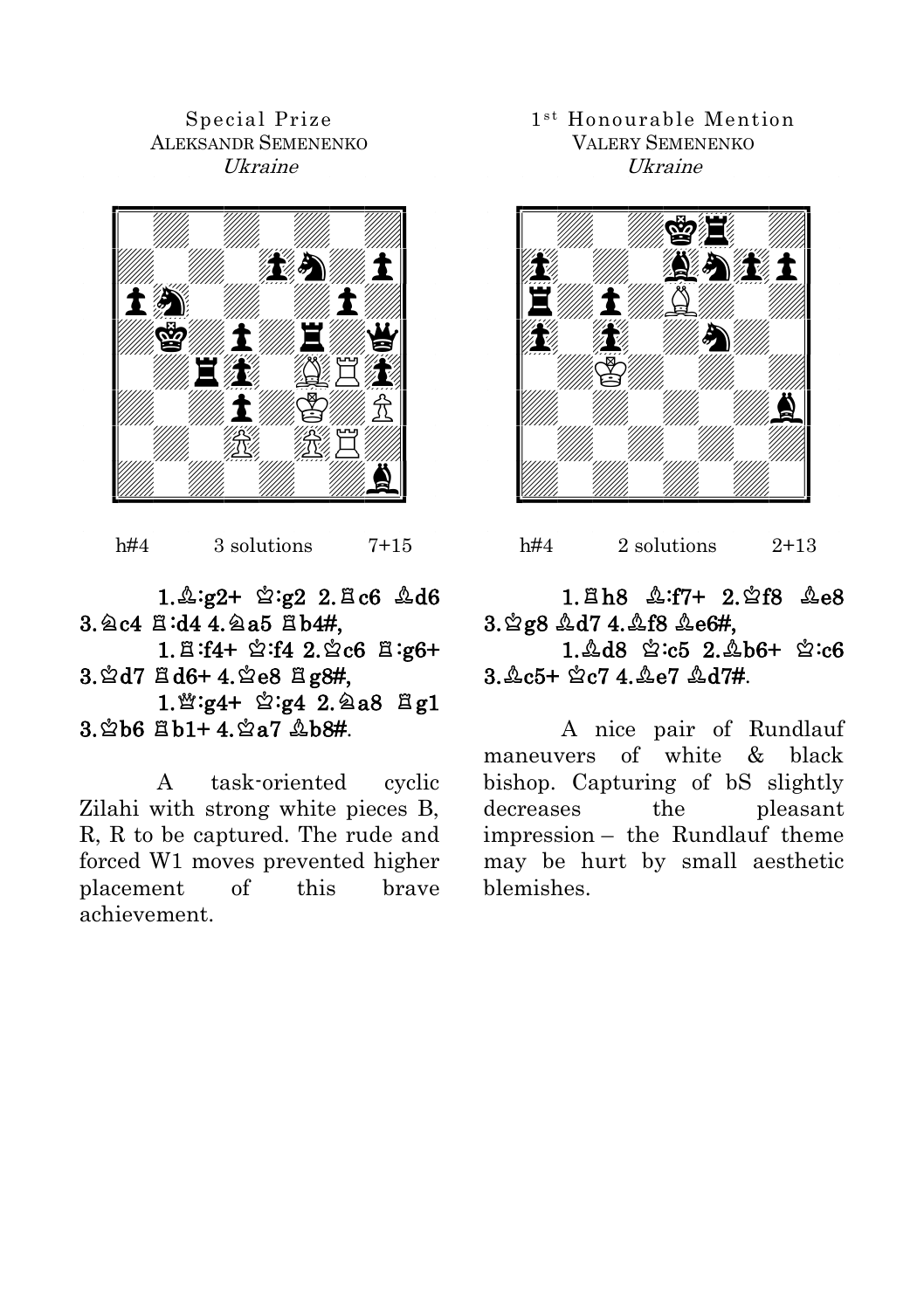Special Prize
ALEKSANDR SEMENENKO
*Ukraine*

h#4 3 solutions 7+15

1.♗:g2+ ♔:g2 2.♖c6 ♗d6 3.♘c4 ♖:d4 4.♘a5 ♖b4#,
1.♖:f4+ ♔:f4 2.♔c6 ♖:g6+ 3.♔d7 ♖d6+ 4.♔e8 ♖g8#,
1.♕:g4+ ♔:g4 2.♘a8 ♖g1 3.♔b6 ♖b1+ 4.♔a7 ♗b8#.

A task-oriented cyclic Zilahi with strong white pieces B, R, R to be captured. The rude and forced W1 moves prevented higher placement of this brave achievement.

1st Honourable Mention
VALERY SEMENENKO
*Ukraine*

h#4 2 solutions 2+13

1.♖h8 ♗:f7+ 2.♔f8 ♗e8 3.♔g8 ♗d7 4.♗f8 ♗e6#,
1.♗d8 ♔:c5 2.♗b6+ ♔:c6 3.♗c5+ ♔c7 4.♗e7 ♗d7#.

A nice pair of Rundlauf maneuvers of white & black bishop. Capturing of bS slightly decreases the pleasant impression – the Rundlauf theme may be hurt by small aesthetic blemishes.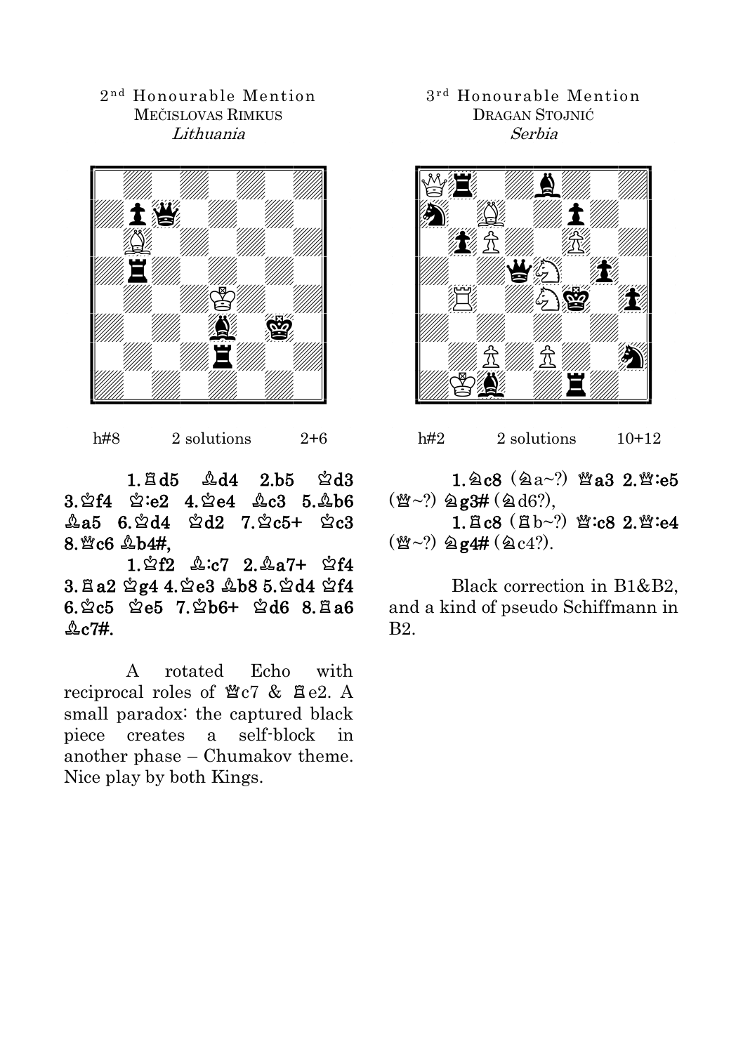2nd Honourable Mention
MEČISLOVAS RIMKUS
*Lithuania*

h#8 2 solutions 2+6

**1.♖d5 ♗d4 2.b5 ♔d3 3.♔f4 ♔:e2 4.♔e4 ♗c3 5.♗b6 ♗a5 6.♔d4 ♔d2 7.♔c5+ ♔c3 8.♕c6 ♗b4#,**

**1.♔f2 ♗:c7 2.♗a7+ ♔f4 3.♖a2 ♔g4 4.♔e3 ♗b8 5.♔d4 ♔f4 6.♔c5 ♔e5 7.♔b6+ ♔d6 8.♖a6 ♗c7#.**

A rotated Echo with reciprocal roles of ♕c7 & ♖e2. A small paradox: the captured black piece creates a self-block in another phase – Chumakov theme. Nice play by both Kings.

3rd Honourable Mention
DRAGAN STOJNIĆ
*Serbia*

h#2 2 solutions 10+12

**1.♘c8** (♘a~?) **♕a3 2.♕:e5** (♕~?) **♘g3#** (♘d6?),

**1.♖c8** (♖b~?) **♕:c8 2.♕:e4** (♕~?) **♘g4#** (♘c4?).

Black correction in B1&B2, and a kind of pseudo Schiffmann in B2.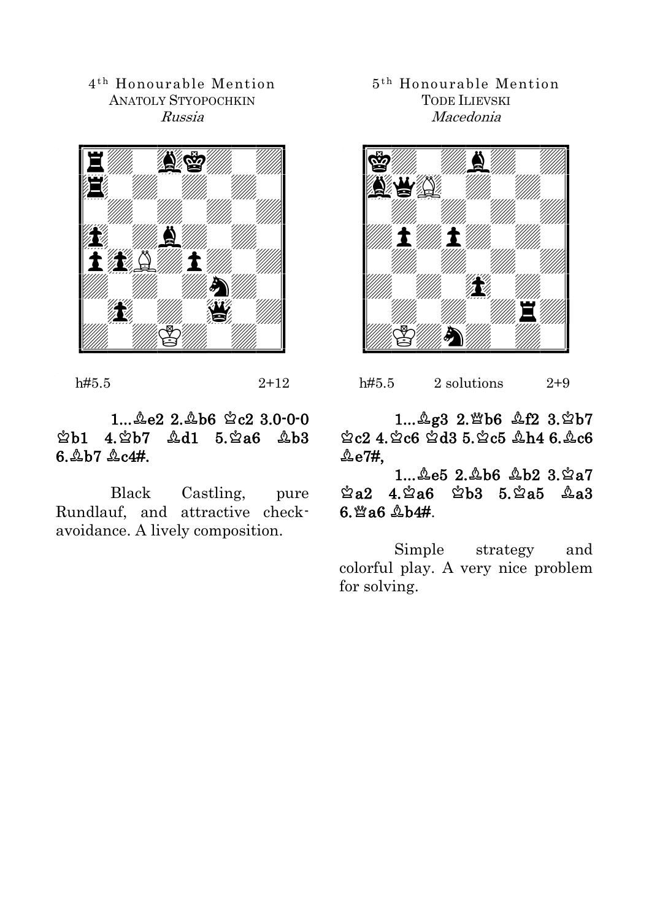4th Honourable Mention
ANATOLY STYOPOCHKIN
*Russia*

h#5.5 2+12

1...♗e2 2.♝b6 ♔c2 3.0-0-0 ♔b1 4.♚b7 ♗d1 5.♚a6 ♗b3 6.♝b7 ♗c4#.

Black Castling, pure Rundlauf, and attractive check-avoidance. A lively composition.

5th Honourable Mention
TODE ILIEVSKI
*Macedonia*

h#5.5 2 solutions 2+9

1...♗g3 2.♛b6 ♗f2 3.♚b7 ♔c2 4.♚c6 ♔d3 5.♚c5 ♗h4 6.♝c6 ♗e7#,

1...♗e5 2.♝b6 ♗b2 3.♚a7 ♔a2 4.♚a6 ♔b3 5.♚a5 ♗a3 6.♛a6 ♗b4#.

Simple strategy and colorful play. A very nice problem for solving.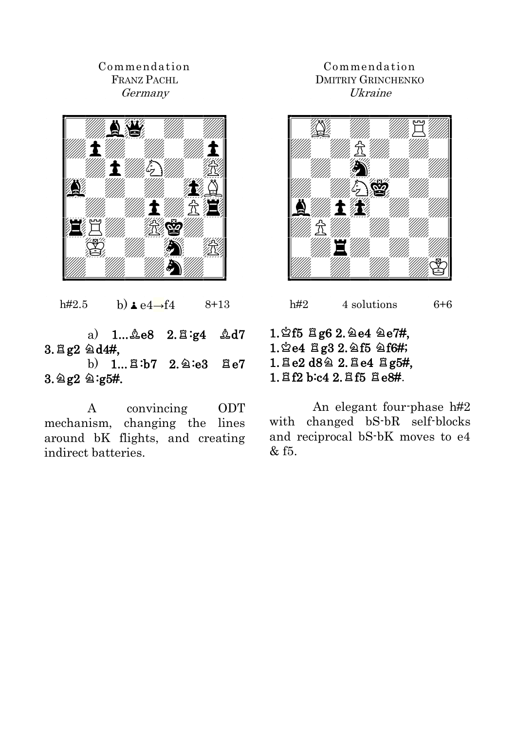Commendation
FRANZ PACHL
*Germany*

h#2.5 b) ♟e4→f4 8+13

a) **1...♗e8 2.♖:g4 ♗d7 3.♖g2 ♘d4#,**

b) **1...♖:b7 2.♘:e3 ♖e7 3.♘g2 ♘:g5#.**

A convincing ODT mechanism, changing the lines around bK flights, and creating indirect batteries.

Commendation
DMITRIY GRINCHENKO
*Ukraine*

h#2 4 solutions 6+6

**1.♔f5 ♖g6 2.♘e4 ♘e7#,**
**1.♔e4 ♖g3 2.♘f5 ♘f6#;**
**1.♖e2 d8♘ 2.♖e4 ♖g5#,**
**1.♖f2 b:c4 2.♖f5 ♖e8#.**

An elegant four-phase h#2 with changed bS-bR self-blocks and reciprocal bS-bK moves to e4 & f5.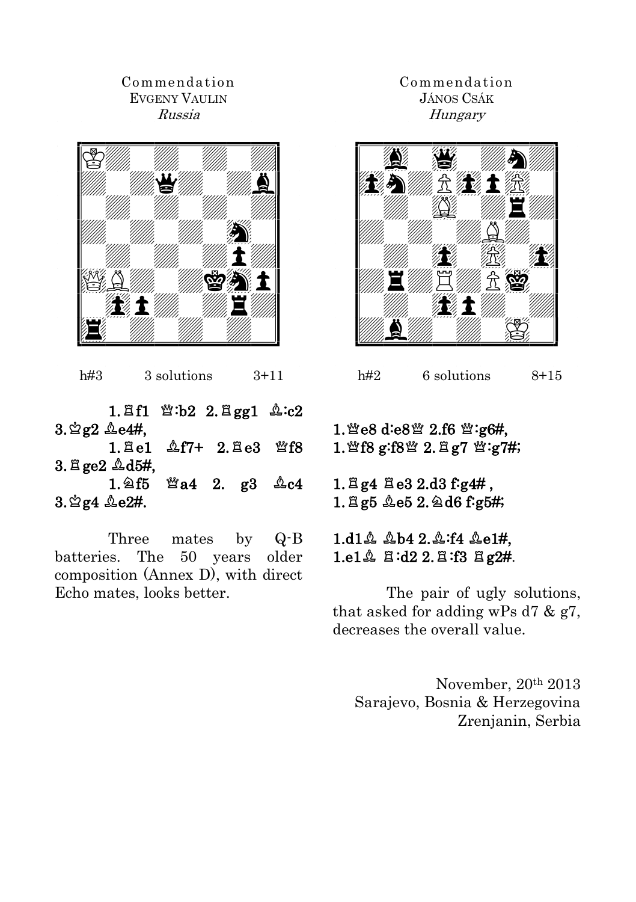Commendation
EVGENY VAULIN
*Russia*

h#3 3 solutions 3+11

1.♖f1 ♕:b2 2.♖gg1 ♗:c2 3.♔g2 ♗e4#,
1.♖e1 ♗f7+ 2.♖e3 ♕f8 3.♖ge2 ♗d5#,
1.♘f5 ♕a4 2. g3 ♗c4 3.♔g4 ♗e2#.

Three mates by Q-B batteries. The 50 years older composition (Annex D), with direct Echo mates, looks better.

Commendation
JÁNOS CSÁK
*Hungary*

h#2 6 solutions 8+15

1.♕e8 d:e8♕ 2.f6 ♕:g6#,
1.♕f8 g:f8♕ 2.♖g7 ♕:g7#;

1.♖g4 ♖e3 2.d3 f:g4# ,
1.♖g5 ♗e5 2.♘d6 f:g5#;

1.d1♗ ♗b4 2.♗:f4 ♗e1#,
1.e1♗ ♖:d2 2.♖:f3 ♖g2#.

The pair of ugly solutions, that asked for adding wPs d7 & g7, decreases the overall value.

November, 20th 2013
Sarajevo, Bosnia & Herzegovina
Zrenjanin, Serbia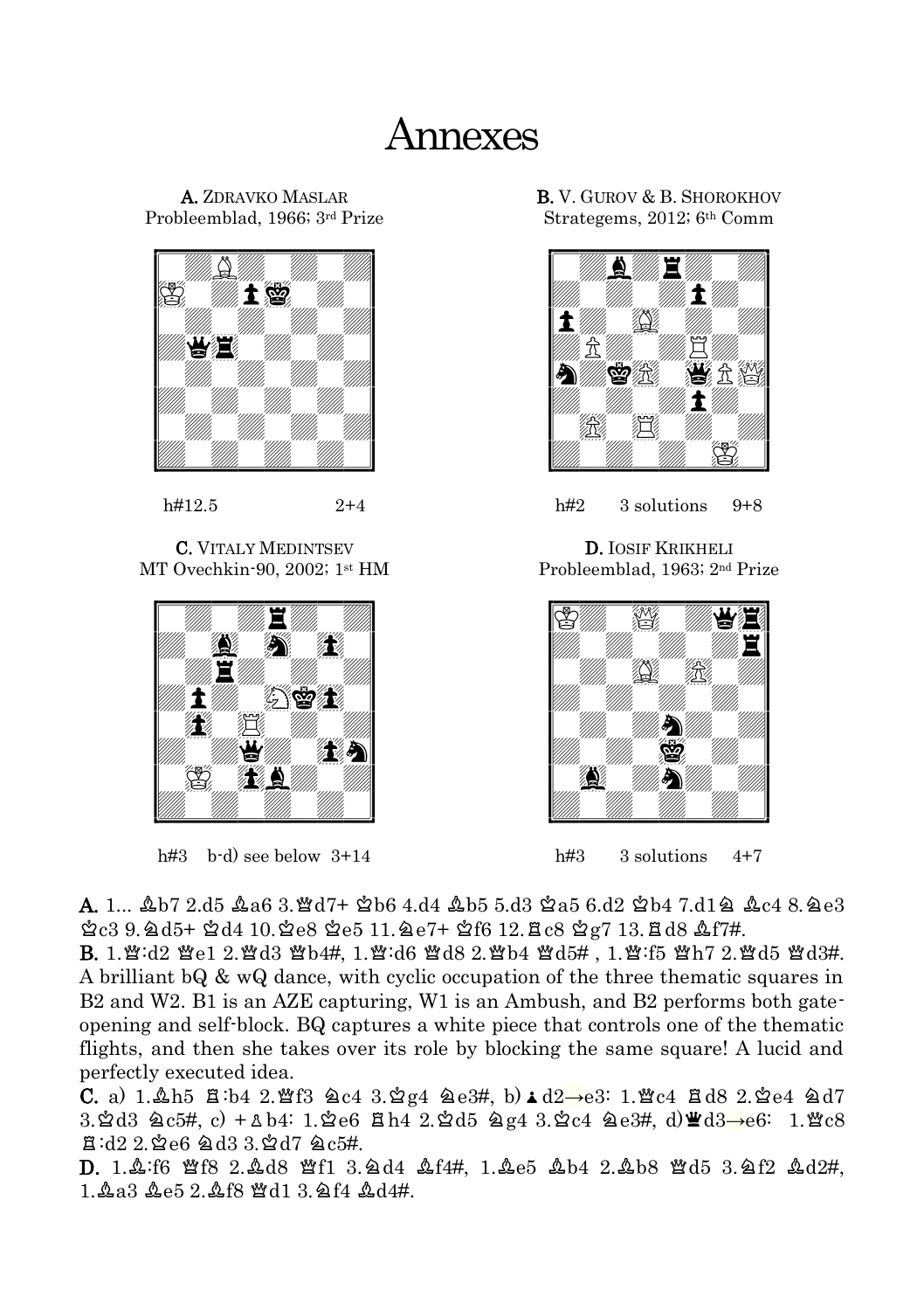# Annexes

**A.** ZDRAVKO MASLAR
Probleemblad, 1966; 3rd Prize

h#12.5 2+4

**B.** V. GUROV & B. SHOROKHOV
Strategems, 2012; 6th Comm

h#2 3 solutions 9+8

**C.** VITALY MEDINTSEV
MT Ovechkin-90, 2002; 1st HM

h#3 b-d) see below 3+14

**D.** IOSIF KRIKHELI
Probleemblad, 1963; 2nd Prize

h#3 3 solutions 4+7

**A.** 1... ♗b7 2.d5 ♗a6 3.♕d7+ ♔b6 4.d4 ♗b5 5.d3 ♔a5 6.d2 ♔b4 7.d1♘ ♗c4 8.♘e3 ♔c3 9.♘d5+ ♔d4 10.♔e8 ♔e5 11.♘e7+ ♔f6 12.♖c8 ♔g7 13.♖d8 ♗f7#.

**B.** 1.♕:d2 ♕e1 2.♕d3 ♕b4#, 1.♕:d6 ♕d8 2.♕b4 ♕d5# , 1.♕:f5 ♕h7 2.♕d5 ♕d3#. A brilliant bQ & wQ dance, with cyclic occupation of the three thematic squares in B2 and W2. B1 is an AZE capturing, W1 is an Ambush, and B2 performs both gate-opening and self-block. BQ captures a white piece that controls one of the thematic flights, and then she takes over its role by blocking the same square! A lucid and perfectly executed idea.

**C.** a) 1.♗h5 ♖:b4 2.♕f3 ♘c4 3.♔g4 ♘e3#, b) ♟d2→e3: 1.♕c4 ♖d8 2.♔e4 ♘d7 3.♔d3 ♘c5#, c) +♙b4: 1.♔e6 ♖h4 2.♔d5 ♘g4 3.♔c4 ♘e3#, d) ♛d3→e6: 1.♕c8 ♖:d2 2.♔e6 ♘d3 3.♔d7 ♘c5#.

**D.** 1.♗:f6 ♕f8 2.♗d8 ♕f1 3.♘d4 ♗f4#, 1.♗e5 ♗b4 2.♗b8 ♕d5 3.♘f2 ♗d2#, 1.♗a3 ♗e5 2.♗f8 ♕d1 3.♘f4 ♗d4#.